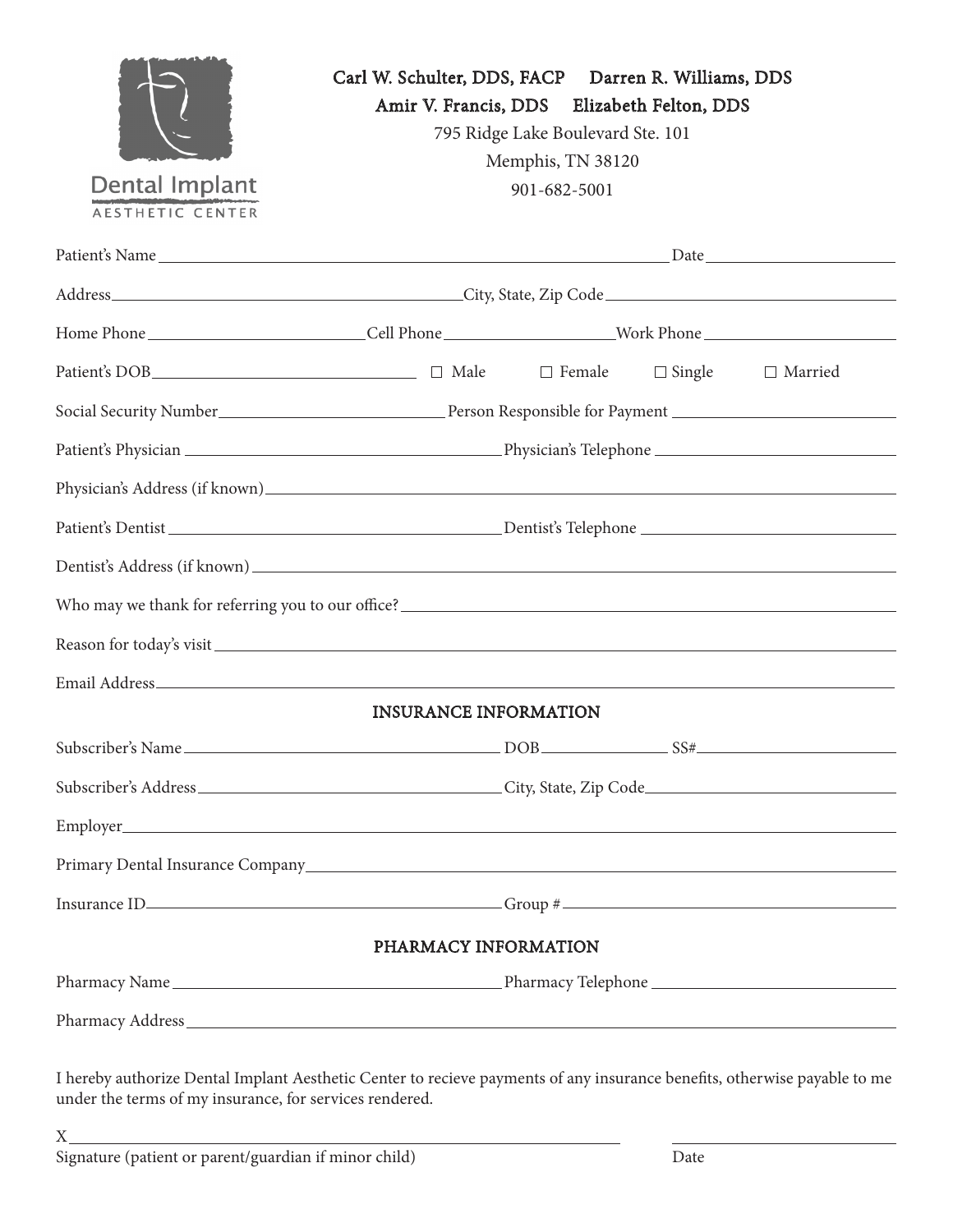Dental Implant
AESTHETIC CENTER

Carl W. Schulter, DDS, FACP     Darren R. Williams, DDS
Amir V. Francis, DDS     Elizabeth Felton, DDS
795 Ridge Lake Boulevard Ste. 101
Memphis, TN 38120
901-682-5001

Patient's Name _______________________________________________ Date ____________________

Address ____________________________________ City, State, Zip Code ____________________________

Home Phone ____________________ Cell Phone ____________________ Work Phone ____________________

Patient's DOB ________________________ ☐ Male ☐ Female ☐ Single ☐ Married

Social Security Number ______________________ Person Responsible for Payment ______________________

Patient's Physician ______________________________ Physician's Telephone ______________________

Physician's Address (if known) ____________________________________________________________

Patient's Dentist ______________________________ Dentist's Telephone ______________________

Dentist's Address (if known) ____________________________________________________________

Who may we thank for referring you to our office? __________________________________________

Reason for today's visit ____________________________________________________________

Email Address ____________________________________________________________

## INSURANCE INFORMATION

Subscriber's Name ______________________________ DOB ____________ SS# ____________________

Subscriber's Address ____________________________ City, State, Zip Code ______________________

Employer ____________________________________________________________

Primary Dental Insurance Company ____________________________________________________________

Insurance ID ______________________________ Group # ______________________________

## PHARMACY INFORMATION

Pharmacy Name ______________________________ Pharmacy Telephone ______________________

Pharmacy Address ____________________________________________________________

I hereby authorize Dental Implant Aesthetic Center to recieve payments of any insurance benefits, otherwise payable to me under the terms of my insurance, for services rendered.

X ____________________________________________________          ______________________
Signature (patient or parent/guardian if minor child)          Date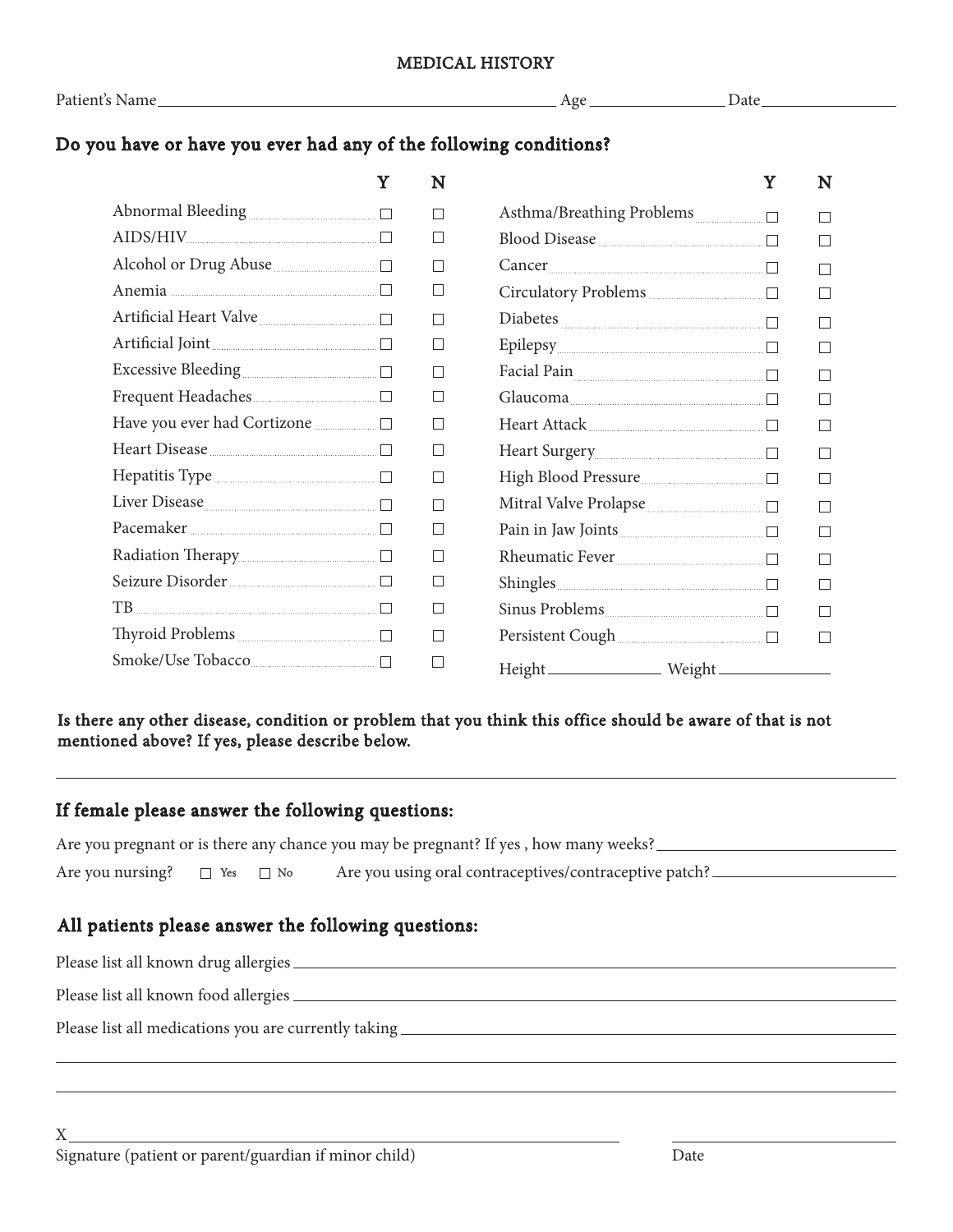# MEDICAL HISTORY

Patient's Name ______________________ Age __________ Date __________

## Do you have or have you ever had any of the following conditions?

| | Y | N | | Y | N |
|---|---|---|---|---|---|
| Abnormal Bleeding | ☐ | ☐ | Asthma/Breathing Problems | ☐ | ☐ |
| AIDS/HIV | ☐ | ☐ | Blood Disease | ☐ | ☐ |
| Alcohol or Drug Abuse | ☐ | ☐ | Cancer | ☐ | ☐ |
| Anemia | ☐ | ☐ | Circulatory Problems | ☐ | ☐ |
| Artificial Heart Valve | ☐ | ☐ | Diabetes | ☐ | ☐ |
| Artificial Joint | ☐ | ☐ | Epilepsy | ☐ | ☐ |
| Excessive Bleeding | ☐ | ☐ | Facial Pain | ☐ | ☐ |
| Frequent Headaches | ☐ | ☐ | Glaucoma | ☐ | ☐ |
| Have you ever had Cortizone | ☐ | ☐ | Heart Attack | ☐ | ☐ |
| Heart Disease | ☐ | ☐ | Heart Surgery | ☐ | ☐ |
| Hepatitis Type | ☐ | ☐ | High Blood Pressure | ☐ | ☐ |
| Liver Disease | ☐ | ☐ | Mitral Valve Prolapse | ☐ | ☐ |
| Pacemaker | ☐ | ☐ | Pain in Jaw Joints | ☐ | ☐ |
| Radiation Therapy | ☐ | ☐ | Rheumatic Fever | ☐ | ☐ |
| Seizure Disorder | ☐ | ☐ | Shingles | ☐ | ☐ |
| TB | ☐ | ☐ | Sinus Problems | ☐ | ☐ |
| Thyroid Problems | ☐ | ☐ | Persistent Cough | ☐ | ☐ |
| Smoke/Use Tobacco | ☐ | ☐ | Height __________ Weight __________ | | |

**Is there any other disease, condition or problem that you think this office should be aware of that is not mentioned above? If yes, please describe below.**

______________________________________________

## If female please answer the following questions:

Are you pregnant or is there any chance you may be pregnant? If yes , how many weeks? __________

Are you nursing? ☐ Yes ☐ No Are you using oral contraceptives/contraceptive patch? __________

## All patients please answer the following questions:

Please list all known drug allergies ______________________

Please list all known food allergies ______________________

Please list all medications you are currently taking ______________________

______________________________________________

______________________________________________

X ______________________________________ ______________

Signature (patient or parent/guardian if minor child) Date